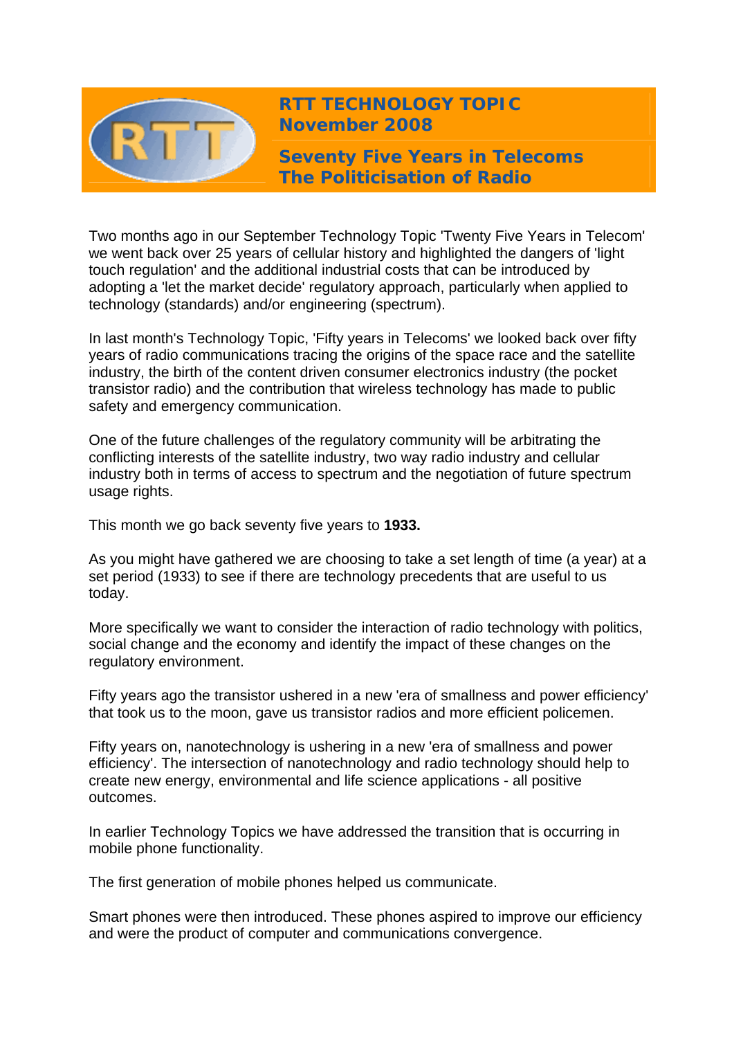# RTT TECHNOLOGY TOPIC
## November 2008

## Seventy Five Years in Telecoms
## The Politicisation of Radio

Two months ago in our September Technology Topic 'Twenty Five Years in Telecom' we went back over 25 years of cellular history and highlighted the dangers of 'light touch regulation' and the additional industrial costs that can be introduced by adopting a 'let the market decide' regulatory approach, particularly when applied to technology (standards) and/or engineering (spectrum).

In last month's Technology Topic, 'Fifty years in Telecoms' we looked back over fifty years of radio communications tracing the origins of the space race and the satellite industry, the birth of the content driven consumer electronics industry (the pocket transistor radio) and the contribution that wireless technology has made to public safety and emergency communication.

One of the future challenges of the regulatory community will be arbitrating the conflicting interests of the satellite industry, two way radio industry and cellular industry both in terms of access to spectrum and the negotiation of future spectrum usage rights.

This month we go back seventy five years to **1933.**

As you might have gathered we are choosing to take a set length of time (a year) at a set period (1933) to see if there are technology precedents that are useful to us today.

More specifically we want to consider the interaction of radio technology with politics, social change and the economy and identify the impact of these changes on the regulatory environment.

Fifty years ago the transistor ushered in a new 'era of smallness and power efficiency' that took us to the moon, gave us transistor radios and more efficient policemen.

Fifty years on, nanotechnology is ushering in a new 'era of smallness and power efficiency'. The intersection of nanotechnology and radio technology should help to create new energy, environmental and life science applications - all positive outcomes.

In earlier Technology Topics we have addressed the transition that is occurring in mobile phone functionality.

The first generation of mobile phones helped us communicate.

Smart phones were then introduced. These phones aspired to improve our efficiency and were the product of computer and communications convergence.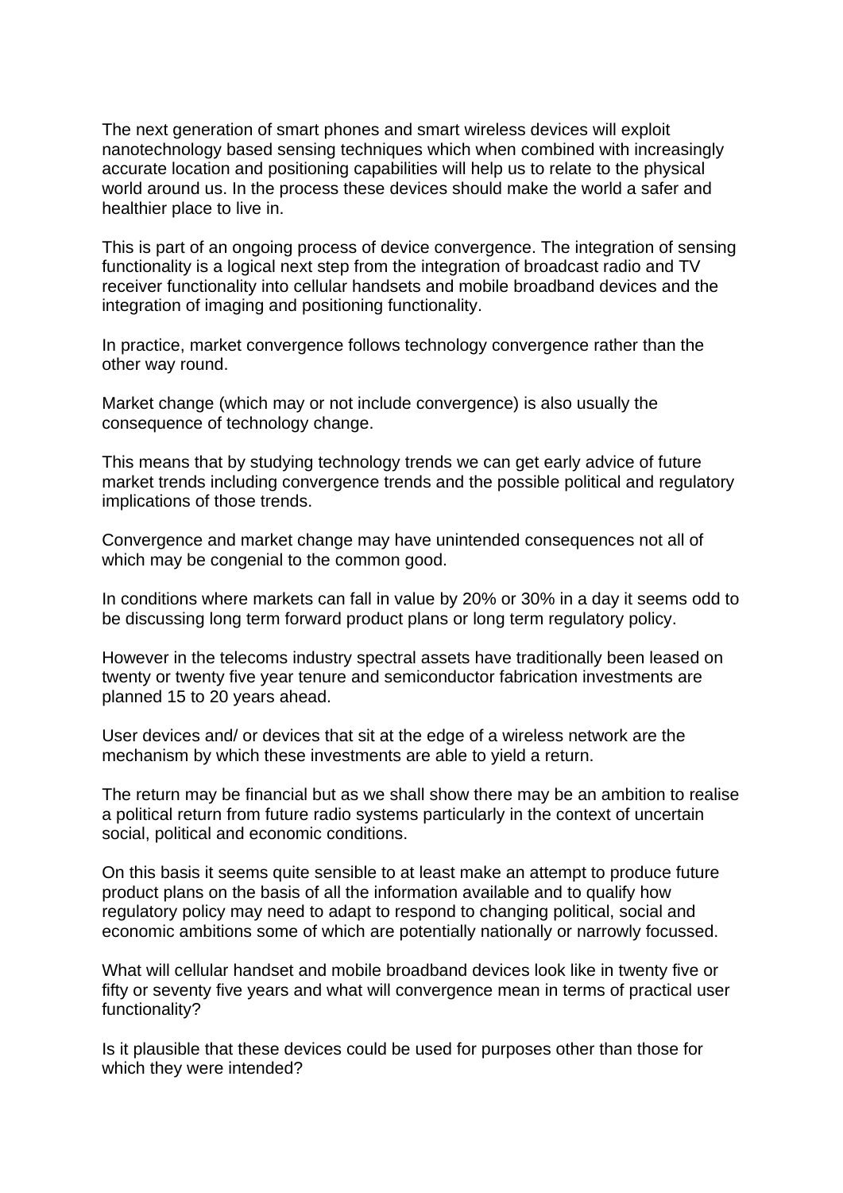The next generation of smart phones and smart wireless devices will exploit nanotechnology based sensing techniques which when combined with increasingly accurate location and positioning capabilities will help us to relate to the physical world around us. In the process these devices should make the world a safer and healthier place to live in.

This is part of an ongoing process of device convergence. The integration of sensing functionality is a logical next step from the integration of broadcast radio and TV receiver functionality into cellular handsets and mobile broadband devices and the integration of imaging and positioning functionality.

In practice, market convergence follows technology convergence rather than the other way round.

Market change (which may or not include convergence) is also usually the consequence of technology change.

This means that by studying technology trends we can get early advice of future market trends including convergence trends and the possible political and regulatory implications of those trends.

Convergence and market change may have unintended consequences not all of which may be congenial to the common good.

In conditions where markets can fall in value by 20% or 30% in a day it seems odd to be discussing long term forward product plans or long term regulatory policy.

However in the telecoms industry spectral assets have traditionally been leased on twenty or twenty five year tenure and semiconductor fabrication investments are planned 15 to 20 years ahead.

User devices and/ or devices that sit at the edge of a wireless network are the mechanism by which these investments are able to yield a return.

The return may be financial but as we shall show there may be an ambition to realise a political return from future radio systems particularly in the context of uncertain social, political and economic conditions.

On this basis it seems quite sensible to at least make an attempt to produce future product plans on the basis of all the information available and to qualify how regulatory policy may need to adapt to respond to changing political, social and economic ambitions some of which are potentially nationally or narrowly focussed.

What will cellular handset and mobile broadband devices look like in twenty five or fifty or seventy five years and what will convergence mean in terms of practical user functionality?

Is it plausible that these devices could be used for purposes other than those for which they were intended?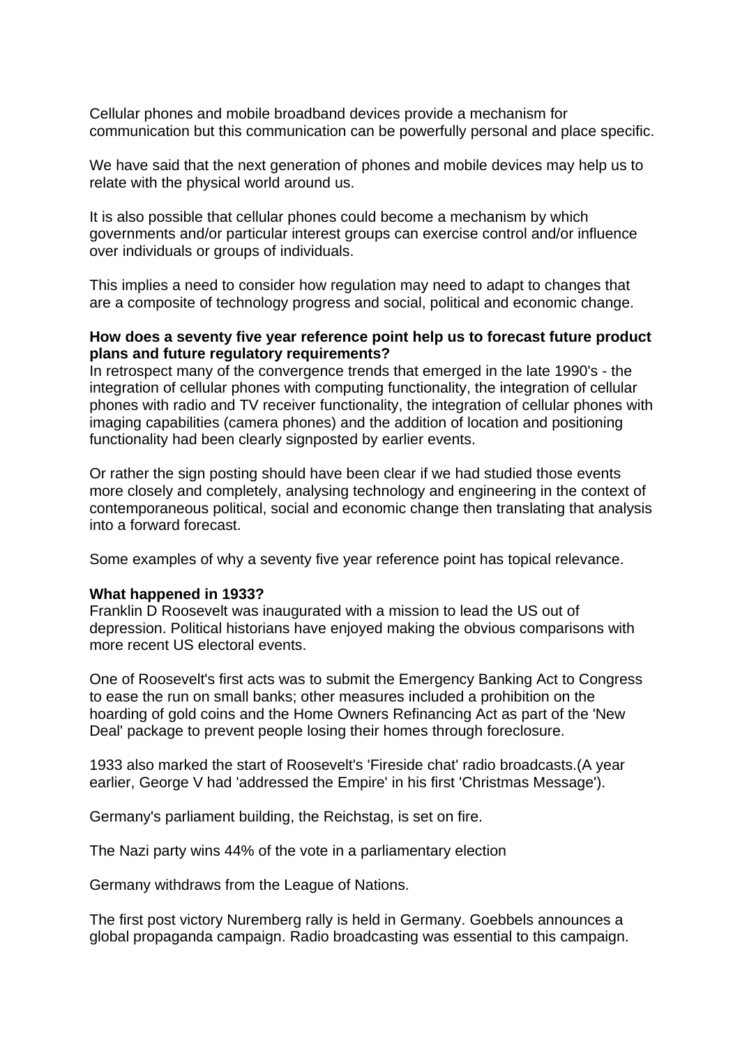Cellular phones and mobile broadband devices provide a mechanism for communication but this communication can be powerfully personal and place specific.

We have said that the next generation of phones and mobile devices may help us to relate with the physical world around us.

It is also possible that cellular phones could become a mechanism by which governments and/or particular interest groups can exercise control and/or influence over individuals or groups of individuals.

This implies a need to consider how regulation may need to adapt to changes that are a composite of technology progress and social, political and economic change.

**How does a seventy five year reference point help us to forecast future product plans and future regulatory requirements?**

In retrospect many of the convergence trends that emerged in the late 1990's - the integration of cellular phones with computing functionality, the integration of cellular phones with radio and TV receiver functionality, the integration of cellular phones with imaging capabilities (camera phones) and the addition of location and positioning functionality had been clearly signposted by earlier events.

Or rather the sign posting should have been clear if we had studied those events more closely and completely, analysing technology and engineering in the context of contemporaneous political, social and economic change then translating that analysis into a forward forecast.

Some examples of why a seventy five year reference point has topical relevance.

**What happened in 1933?**

Franklin D Roosevelt was inaugurated with a mission to lead the US out of depression. Political historians have enjoyed making the obvious comparisons with more recent US electoral events.

One of Roosevelt's first acts was to submit the Emergency Banking Act to Congress to ease the run on small banks; other measures included a prohibition on the hoarding of gold coins and the Home Owners Refinancing Act as part of the 'New Deal' package to prevent people losing their homes through foreclosure.

1933 also marked the start of Roosevelt's 'Fireside chat' radio broadcasts.(A year earlier, George V had 'addressed the Empire' in his first 'Christmas Message').

Germany's parliament building, the Reichstag, is set on fire.

The Nazi party wins 44% of the vote in a parliamentary election

Germany withdraws from the League of Nations.

The first post victory Nuremberg rally is held in Germany. Goebbels announces a global propaganda campaign. Radio broadcasting was essential to this campaign.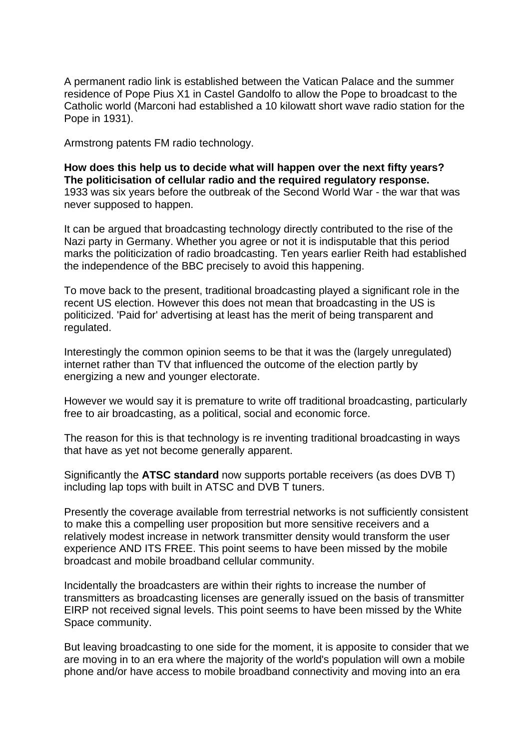A permanent radio link is established between the Vatican Palace and the summer residence of Pope Pius X1 in Castel Gandolfo to allow the Pope to broadcast to the Catholic world (Marconi had established a 10 kilowatt short wave radio station for the Pope in 1931).

Armstrong patents FM radio technology.

**How does this help us to decide what will happen over the next fifty years?**
**The politicisation of cellular radio and the required regulatory response.**
1933 was six years before the outbreak of the Second World War - the war that was never supposed to happen.

It can be argued that broadcasting technology directly contributed to the rise of the Nazi party in Germany. Whether you agree or not it is indisputable that this period marks the politicization of radio broadcasting. Ten years earlier Reith had established the independence of the BBC precisely to avoid this happening.

To move back to the present, traditional broadcasting played a significant role in the recent US election. However this does not mean that broadcasting in the US is politicized. 'Paid for' advertising at least has the merit of being transparent and regulated.

Interestingly the common opinion seems to be that it was the (largely unregulated) internet rather than TV that influenced the outcome of the election partly by energizing a new and younger electorate.

However we would say it is premature to write off traditional broadcasting, particularly free to air broadcasting, as a political, social and economic force.

The reason for this is that technology is re inventing traditional broadcasting in ways that have as yet not become generally apparent.

Significantly the **ATSC standard** now supports portable receivers (as does DVB T) including lap tops with built in ATSC and DVB T tuners.

Presently the coverage available from terrestrial networks is not sufficiently consistent to make this a compelling user proposition but more sensitive receivers and a relatively modest increase in network transmitter density would transform the user experience AND ITS FREE. This point seems to have been missed by the mobile broadcast and mobile broadband cellular community.

Incidentally the broadcasters are within their rights to increase the number of transmitters as broadcasting licenses are generally issued on the basis of transmitter EIRP not received signal levels. This point seems to have been missed by the White Space community.

But leaving broadcasting to one side for the moment, it is apposite to consider that we are moving in to an era where the majority of the world's population will own a mobile phone and/or have access to mobile broadband connectivity and moving into an era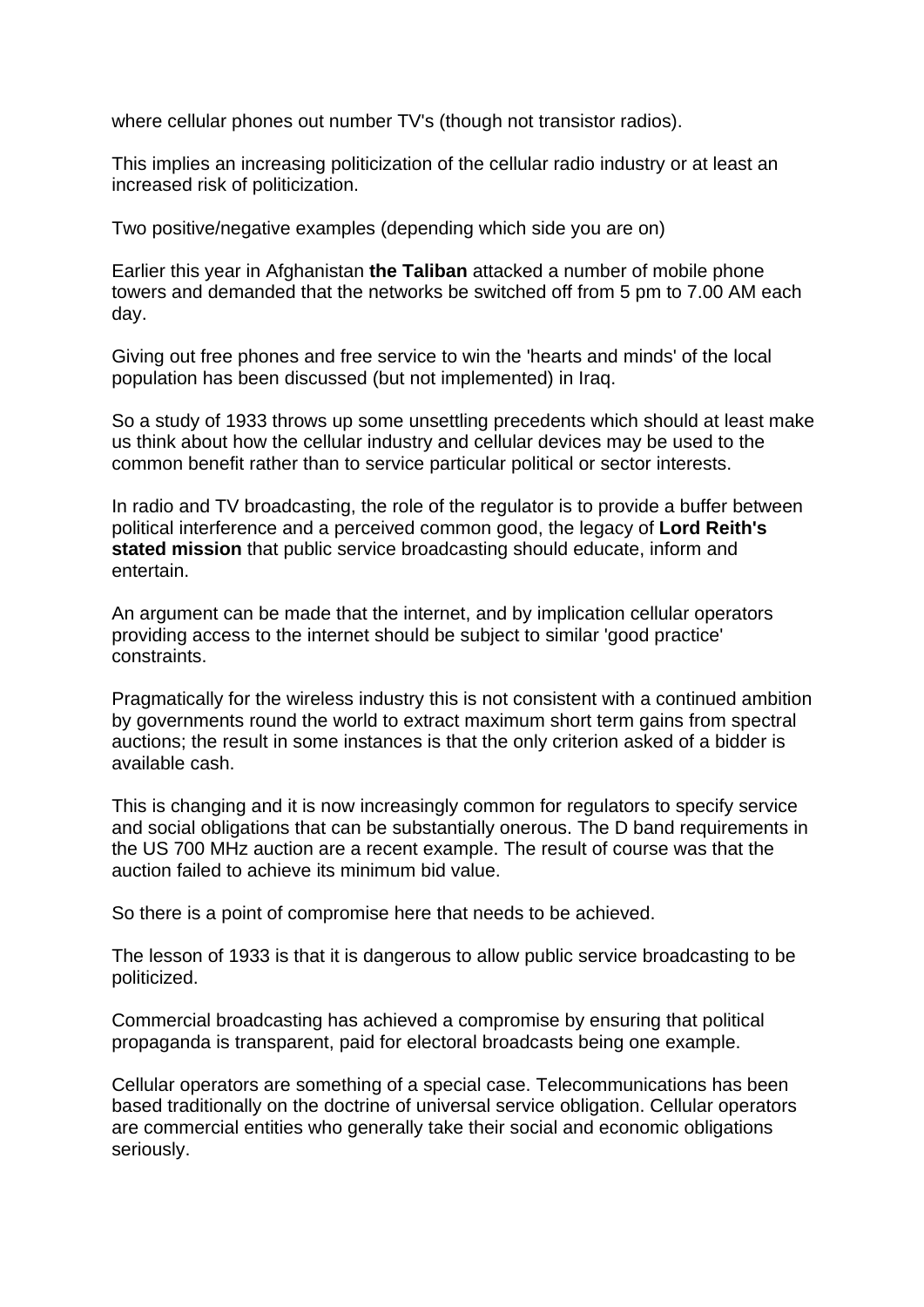where cellular phones out number TV's (though not transistor radios).

This implies an increasing politicization of the cellular radio industry or at least an increased risk of politicization.

Two positive/negative examples (depending which side you are on)

Earlier this year in Afghanistan **the Taliban** attacked a number of mobile phone towers and demanded that the networks be switched off from 5 pm to 7.00 AM each day.

Giving out free phones and free service to win the 'hearts and minds' of the local population has been discussed (but not implemented) in Iraq.

So a study of 1933 throws up some unsettling precedents which should at least make us think about how the cellular industry and cellular devices may be used to the common benefit rather than to service particular political or sector interests.

In radio and TV broadcasting, the role of the regulator is to provide a buffer between political interference and a perceived common good, the legacy of **Lord Reith's stated mission** that public service broadcasting should educate, inform and entertain.

An argument can be made that the internet, and by implication cellular operators providing access to the internet should be subject to similar 'good practice' constraints.

Pragmatically for the wireless industry this is not consistent with a continued ambition by governments round the world to extract maximum short term gains from spectral auctions; the result in some instances is that the only criterion asked of a bidder is available cash.

This is changing and it is now increasingly common for regulators to specify service and social obligations that can be substantially onerous. The D band requirements in the US 700 MHz auction are a recent example. The result of course was that the auction failed to achieve its minimum bid value.

So there is a point of compromise here that needs to be achieved.

The lesson of 1933 is that it is dangerous to allow public service broadcasting to be politicized.

Commercial broadcasting has achieved a compromise by ensuring that political propaganda is transparent, paid for electoral broadcasts being one example.

Cellular operators are something of a special case. Telecommunications has been based traditionally on the doctrine of universal service obligation. Cellular operators are commercial entities who generally take their social and economic obligations seriously.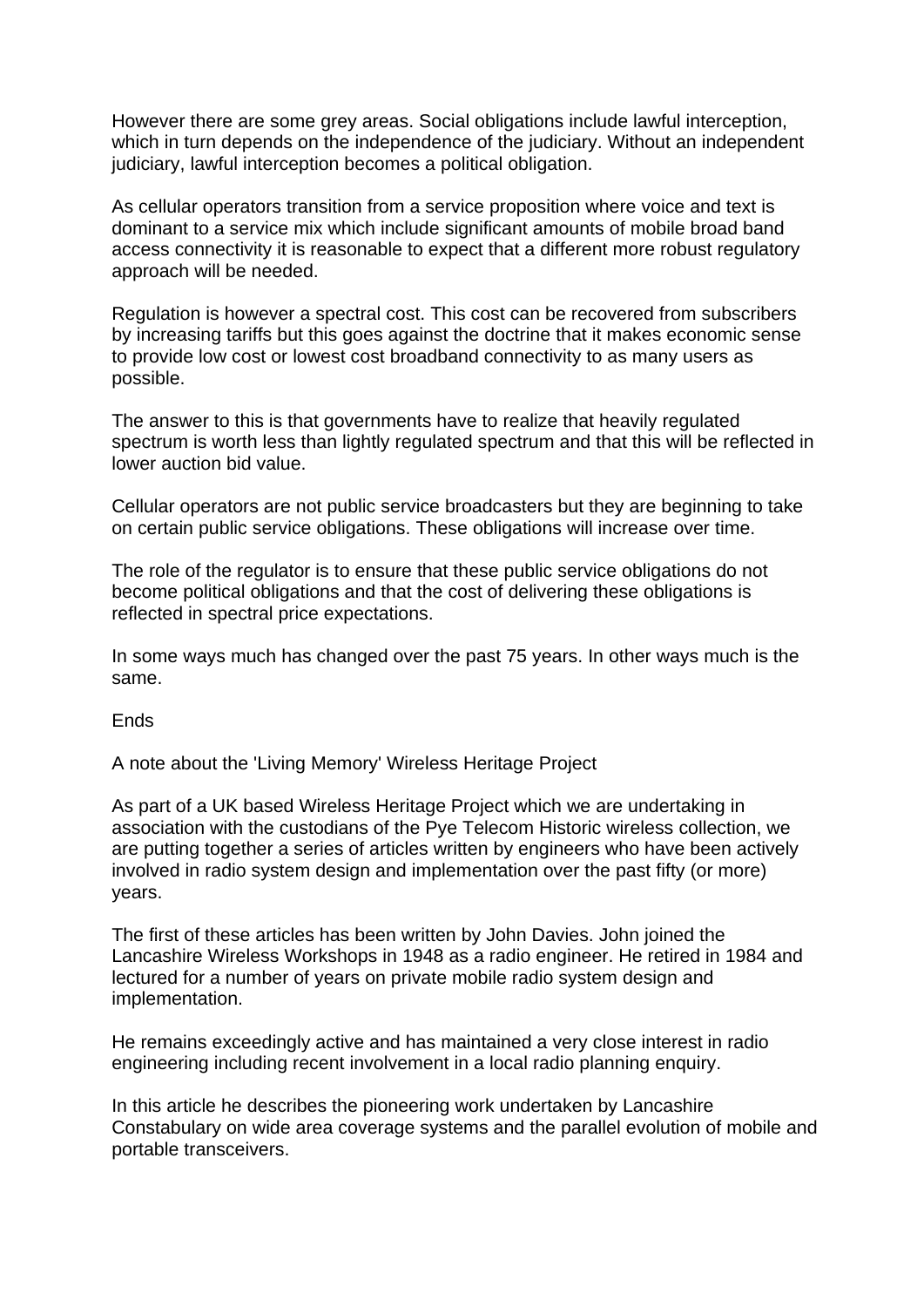However there are some grey areas. Social obligations include lawful interception, which in turn depends on the independence of the judiciary. Without an independent judiciary, lawful interception becomes a political obligation.

As cellular operators transition from a service proposition where voice and text is dominant to a service mix which include significant amounts of mobile broad band access connectivity it is reasonable to expect that a different more robust regulatory approach will be needed.

Regulation is however a spectral cost. This cost can be recovered from subscribers by increasing tariffs but this goes against the doctrine that it makes economic sense to provide low cost or lowest cost broadband connectivity to as many users as possible.

The answer to this is that governments have to realize that heavily regulated spectrum is worth less than lightly regulated spectrum and that this will be reflected in lower auction bid value.

Cellular operators are not public service broadcasters but they are beginning to take on certain public service obligations. These obligations will increase over time.

The role of the regulator is to ensure that these public service obligations do not become political obligations and that the cost of delivering these obligations is reflected in spectral price expectations.

In some ways much has changed over the past 75 years. In other ways much is the same.

Ends

A note about the 'Living Memory' Wireless Heritage Project

As part of a UK based Wireless Heritage Project which we are undertaking in association with the custodians of the Pye Telecom Historic wireless collection, we are putting together a series of articles written by engineers who have been actively involved in radio system design and implementation over the past fifty (or more) years.

The first of these articles has been written by John Davies. John joined the Lancashire Wireless Workshops in 1948 as a radio engineer. He retired in 1984 and lectured for a number of years on private mobile radio system design and implementation.

He remains exceedingly active and has maintained a very close interest in radio engineering including recent involvement in a local radio planning enquiry.

In this article he describes the pioneering work undertaken by Lancashire Constabulary on wide area coverage systems and the parallel evolution of mobile and portable transceivers.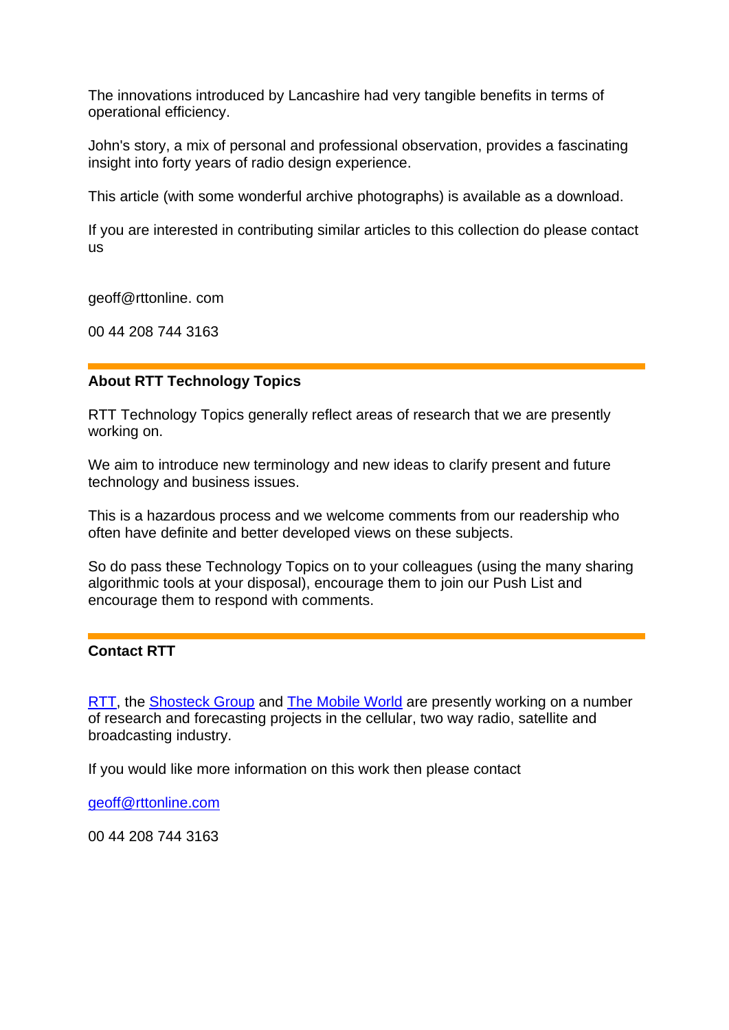The innovations introduced by Lancashire had very tangible benefits in terms of operational efficiency.

John's story, a mix of personal and professional observation, provides a fascinating insight into forty years of radio design experience.

This article (with some wonderful archive photographs) is available as a download.

If you are interested in contributing similar articles to this collection do please contact us

geoff@rttonline. com

00 44 208 744 3163

---

**About RTT Technology Topics**

RTT Technology Topics generally reflect areas of research that we are presently working on.

We aim to introduce new terminology and new ideas to clarify present and future technology and business issues.

This is a hazardous process and we welcome comments from our readership who often have definite and better developed views on these subjects.

So do pass these Technology Topics on to your colleagues (using the many sharing algorithmic tools at your disposal), encourage them to join our Push List and encourage them to respond with comments.

---

**Contact RTT**

RTT, the Shosteck Group and The Mobile World are presently working on a number of research and forecasting projects in the cellular, two way radio, satellite and broadcasting industry.

If you would like more information on this work then please contact

geoff@rttonline.com

00 44 208 744 3163